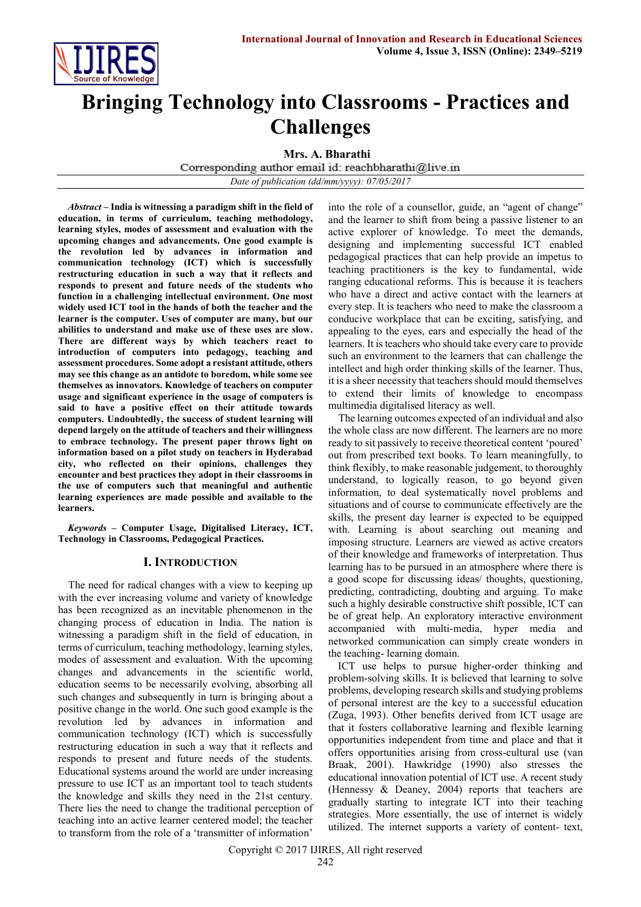# Bringing Technology into Classrooms - Practices and Challenges

**Mrs. A. Bharathi**

Corresponding author email id: reachbharathi@live.in

*Date of publication (dd/mm/yyyy): 07/05/2017*

***Abstract* – India is witnessing a paradigm shift in the field of education, in terms of curriculum, teaching methodology, learning styles, modes of assessment and evaluation with the upcoming changes and advancements. One good example is the revolution led by advances in information and communication technology (ICT) which is successfully restructuring education in such a way that it reflects and responds to present and future needs of the students who function in a challenging intellectual environment. One most widely used ICT tool in the hands of both the teacher and the learner is the computer. Uses of computer are many, but our abilities to understand and make use of these uses are slow. There are different ways by which teachers react to introduction of computers into pedagogy, teaching and assessment procedures. Some adopt a resistant attitude, others may see this change as an antidote to boredom, while some see themselves as innovators. Knowledge of teachers on computer usage and significant experience in the usage of computers is said to have a positive effect on their attitude towards computers. Undoubtedly, the success of student learning will depend largely on the attitude of teachers and their willingness to embrace technology. The present paper throws light on information based on a pilot study on teachers in Hyderabad city, who reflected on their opinions, challenges they encounter and best practices they adopt in their classrooms in the use of computers such that meaningful and authentic learning experiences are made possible and available to the learners.**

***Keywords* – Computer Usage, Digitalised Literacy, ICT, Technology in Classrooms, Pedagogical Practices.**

## I. Introduction

The need for radical changes with a view to keeping up with the ever increasing volume and variety of knowledge has been recognized as an inevitable phenomenon in the changing process of education in India. The nation is witnessing a paradigm shift in the field of education, in terms of curriculum, teaching methodology, learning styles, modes of assessment and evaluation. With the upcoming changes and advancements in the scientific world, education seems to be necessarily evolving, absorbing all such changes and subsequently in turn is bringing about a positive change in the world. One such good example is the revolution led by advances in information and communication technology (ICT) which is successfully restructuring education in such a way that it reflects and responds to present and future needs of the students. Educational systems around the world are under increasing pressure to use ICT as an important tool to teach students the knowledge and skills they need in the 21st century. There lies the need to change the traditional perception of teaching into an active learner centered model; the teacher to transform from the role of a 'transmitter of information' into the role of a counsellor, guide, an "agent of change" and the learner to shift from being a passive listener to an active explorer of knowledge. To meet the demands, designing and implementing successful ICT enabled pedagogical practices that can help provide an impetus to teaching practitioners is the key to fundamental, wide ranging educational reforms. This is because it is teachers who have a direct and active contact with the learners at every step. It is teachers who need to make the classroom a conducive workplace that can be exciting, satisfying, and appealing to the eyes, ears and especially the head of the learners. It is teachers who should take every care to provide such an environment to the learners that can challenge the intellect and high order thinking skills of the learner. Thus, it is a sheer necessity that teachers should mould themselves to extend their limits of knowledge to encompass multimedia digitalised literacy as well.

The learning outcomes expected of an individual and also the whole class are now different. The learners are no more ready to sit passively to receive theoretical content 'poured' out from prescribed text books. To learn meaningfully, to think flexibly, to make reasonable judgement, to thoroughly understand, to logically reason, to go beyond given information, to deal systematically novel problems and situations and of course to communicate effectively are the skills, the present day learner is expected to be equipped with. Learning is about searching out meaning and imposing structure. Learners are viewed as active creators of their knowledge and frameworks of interpretation. Thus learning has to be pursued in an atmosphere where there is a good scope for discussing ideas/ thoughts, questioning, predicting, contradicting, doubting and arguing. To make such a highly desirable constructive shift possible, ICT can be of great help. An exploratory interactive environment accompanied with multi-media, hyper media and networked communication can simply create wonders in the teaching- learning domain.

ICT use helps to pursue higher-order thinking and problem-solving skills. It is believed that learning to solve problems, developing research skills and studying problems of personal interest are the key to a successful education (Zuga, 1993). Other benefits derived from ICT usage are that it fosters collaborative learning and flexible learning opportunities independent from time and place and that it offers opportunities arising from cross-cultural use (van Braak, 2001). Hawkridge (1990) also stresses the educational innovation potential of ICT use. A recent study (Hennessy & Deaney, 2004) reports that teachers are gradually starting to integrate ICT into their teaching strategies. More essentially, the use of internet is widely utilized. The internet supports a variety of content- text,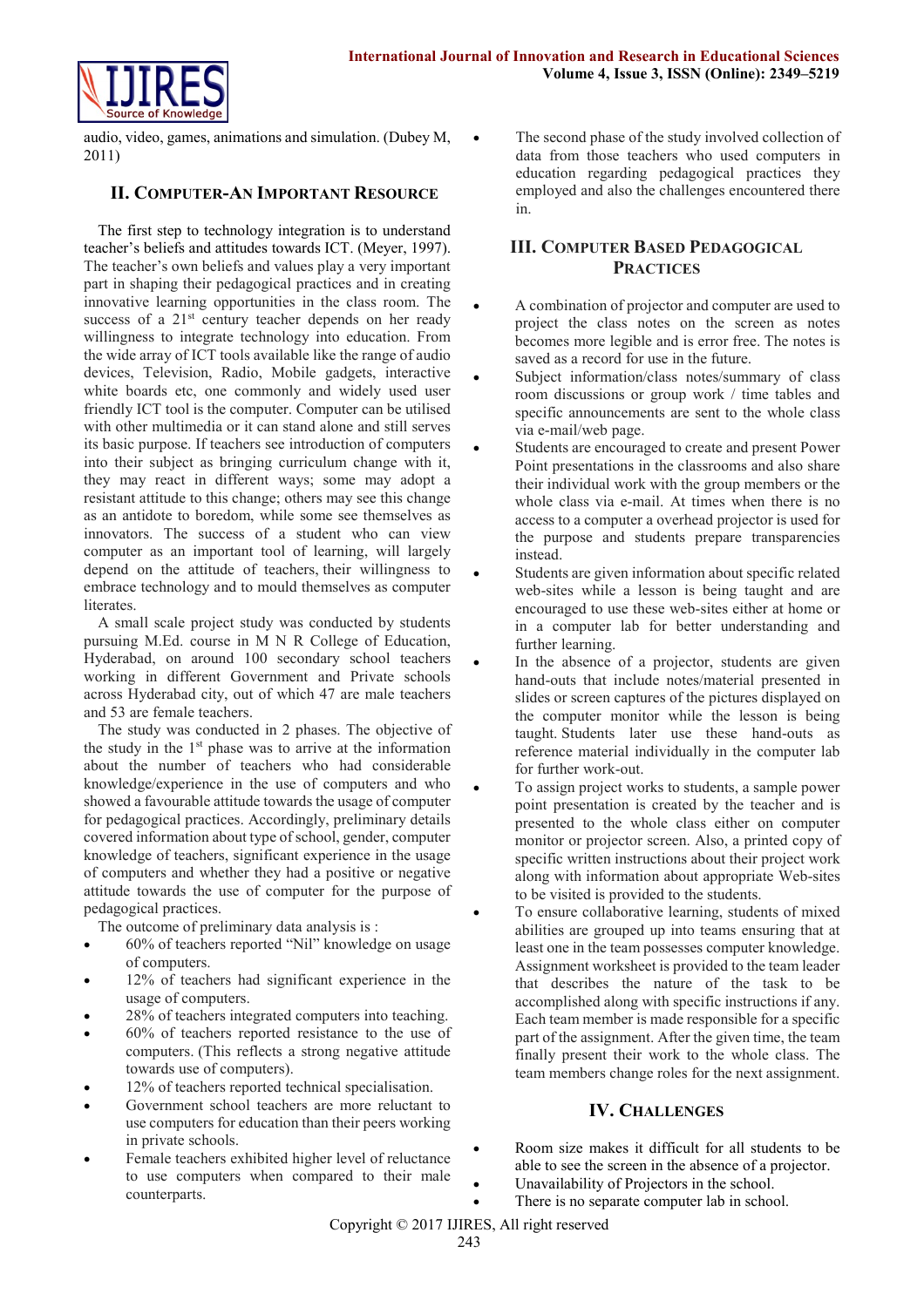audio, video, games, animations and simulation. (Dubey M, 2011)

## II. Computer-An Important Resource

The first step to technology integration is to understand teacher's beliefs and attitudes towards ICT. (Meyer, 1997). The teacher's own beliefs and values play a very important part in shaping their pedagogical practices and in creating innovative learning opportunities in the class room. The success of a 21st century teacher depends on her ready willingness to integrate technology into education. From the wide array of ICT tools available like the range of audio devices, Television, Radio, Mobile gadgets, interactive white boards etc, one commonly and widely used user friendly ICT tool is the computer. Computer can be utilised with other multimedia or it can stand alone and still serves its basic purpose. If teachers see introduction of computers into their subject as bringing curriculum change with it, they may react in different ways; some may adopt a resistant attitude to this change; others may see this change as an antidote to boredom, while some see themselves as innovators. The success of a student who can view computer as an important tool of learning, will largely depend on the attitude of teachers, their willingness to embrace technology and to mould themselves as computer literates.

A small scale project study was conducted by students pursuing M.Ed. course in M N R College of Education, Hyderabad, on around 100 secondary school teachers working in different Government and Private schools across Hyderabad city, out of which 47 are male teachers and 53 are female teachers.

The study was conducted in 2 phases. The objective of the study in the 1st phase was to arrive at the information about the number of teachers who had considerable knowledge/experience in the use of computers and who showed a favourable attitude towards the usage of computer for pedagogical practices. Accordingly, preliminary details covered information about type of school, gender, computer knowledge of teachers, significant experience in the usage of computers and whether they had a positive or negative attitude towards the use of computer for the purpose of pedagogical practices.

The outcome of preliminary data analysis is :

- 60% of teachers reported "Nil" knowledge on usage of computers.
- 12% of teachers had significant experience in the usage of computers.
- 28% of teachers integrated computers into teaching.
- 60% of teachers reported resistance to the use of computers. (This reflects a strong negative attitude towards use of computers).
- 12% of teachers reported technical specialisation.
- Government school teachers are more reluctant to use computers for education than their peers working in private schools.
- Female teachers exhibited higher level of reluctance to use computers when compared to their male counterparts.
- The second phase of the study involved collection of data from those teachers who used computers in education regarding pedagogical practices they employed and also the challenges encountered there in.

## III. Computer Based Pedagogical Practices

- A combination of projector and computer are used to project the class notes on the screen as notes becomes more legible and is error free. The notes is saved as a record for use in the future.
- Subject information/class notes/summary of class room discussions or group work / time tables and specific announcements are sent to the whole class via e-mail/web page.
- Students are encouraged to create and present Power Point presentations in the classrooms and also share their individual work with the group members or the whole class via e-mail. At times when there is no access to a computer a overhead projector is used for the purpose and students prepare transparencies instead.
- Students are given information about specific related web-sites while a lesson is being taught and are encouraged to use these web-sites either at home or in a computer lab for better understanding and further learning.
- In the absence of a projector, students are given hand-outs that include notes/material presented in slides or screen captures of the pictures displayed on the computer monitor while the lesson is being taught. Students later use these hand-outs as reference material individually in the computer lab for further work-out.
- To assign project works to students, a sample power point presentation is created by the teacher and is presented to the whole class either on computer monitor or projector screen. Also, a printed copy of specific written instructions about their project work along with information about appropriate Web-sites to be visited is provided to the students.
- To ensure collaborative learning, students of mixed abilities are grouped up into teams ensuring that at least one in the team possesses computer knowledge. Assignment worksheet is provided to the team leader that describes the nature of the task to be accomplished along with specific instructions if any. Each team member is made responsible for a specific part of the assignment. After the given time, the team finally present their work to the whole class. The team members change roles for the next assignment.

## IV. Challenges

- Room size makes it difficult for all students to be able to see the screen in the absence of a projector.
- Unavailability of Projectors in the school.
- There is no separate computer lab in school.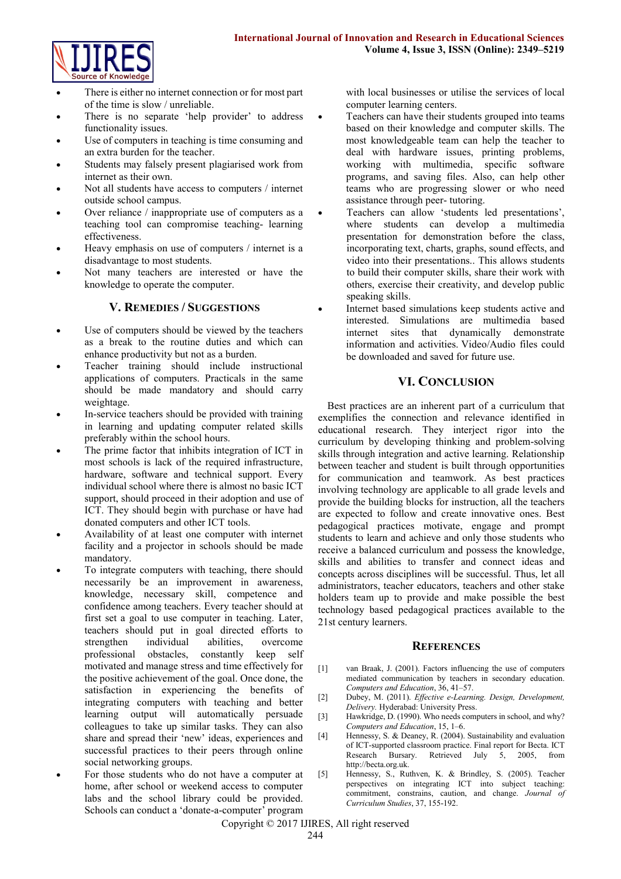- There is either no internet connection or for most part of the time is slow / unreliable.
- There is no separate 'help provider' to address functionality issues.
- Use of computers in teaching is time consuming and an extra burden for the teacher.
- Students may falsely present plagiarised work from internet as their own.
- Not all students have access to computers / internet outside school campus.
- Over reliance / inappropriate use of computers as a teaching tool can compromise teaching- learning effectiveness.
- Heavy emphasis on use of computers / internet is a disadvantage to most students.
- Not many teachers are interested or have the knowledge to operate the computer.

## V. Remedies / Suggestions

- Use of computers should be viewed by the teachers as a break to the routine duties and which can enhance productivity but not as a burden.
- Teacher training should include instructional applications of computers. Practicals in the same should be made mandatory and should carry weightage.
- In-service teachers should be provided with training in learning and updating computer related skills preferably within the school hours.
- The prime factor that inhibits integration of ICT in most schools is lack of the required infrastructure, hardware, software and technical support. Every individual school where there is almost no basic ICT support, should proceed in their adoption and use of ICT. They should begin with purchase or have had donated computers and other ICT tools.
- Availability of at least one computer with internet facility and a projector in schools should be made mandatory.
- To integrate computers with teaching, there should necessarily be an improvement in awareness, knowledge, necessary skill, competence and confidence among teachers. Every teacher should at first set a goal to use computer in teaching. Later, teachers should put in goal directed efforts to strengthen individual abilities, overcome professional obstacles, constantly keep self motivated and manage stress and time effectively for the positive achievement of the goal. Once done, the satisfaction in experiencing the benefits of integrating computers with teaching and better learning output will automatically persuade colleagues to take up similar tasks. They can also share and spread their 'new' ideas, experiences and successful practices to their peers through online social networking groups.
- For those students who do not have a computer at home, after school or weekend access to computer labs and the school library could be provided. Schools can conduct a 'donate-a-computer' program with local businesses or utilise the services of local computer learning centers.
- Teachers can have their students grouped into teams based on their knowledge and computer skills. The most knowledgeable team can help the teacher to deal with hardware issues, printing problems, working with multimedia, specific software programs, and saving files. Also, can help other teams who are progressing slower or who need assistance through peer- tutoring.
- Teachers can allow 'students led presentations', where students can develop a multimedia presentation for demonstration before the class, incorporating text, charts, graphs, sound effects, and video into their presentations.. This allows students to build their computer skills, share their work with others, exercise their creativity, and develop public speaking skills.
- Internet based simulations keep students active and interested. Simulations are multimedia based internet sites that dynamically demonstrate information and activities. Video/Audio files could be downloaded and saved for future use.

## VI. Conclusion

Best practices are an inherent part of a curriculum that exemplifies the connection and relevance identified in educational research. They interject rigor into the curriculum by developing thinking and problem-solving skills through integration and active learning. Relationship between teacher and student is built through opportunities for communication and teamwork. As best practices involving technology are applicable to all grade levels and provide the building blocks for instruction, all the teachers are expected to follow and create innovative ones. Best pedagogical practices motivate, engage and prompt students to learn and achieve and only those students who receive a balanced curriculum and possess the knowledge, skills and abilities to transfer and connect ideas and concepts across disciplines will be successful. Thus, let all administrators, teacher educators, teachers and other stake holders team up to provide and make possible the best technology based pedagogical practices available to the 21st century learners.

## References

[1] van Braak, J. (2001). Factors influencing the use of computers mediated communication by teachers in secondary education. *Computers and Education*, 36, 41–57.

[2] Dubey, M. (2011). *Effective e-Learning. Design, Development, Delivery.* Hyderabad: University Press.

[3] Hawkridge, D. (1990). Who needs computers in school, and why? *Computers and Education*, 15, 1–6.

[4] Hennessy, S. & Deaney, R. (2004). Sustainability and evaluation of ICT-supported classroom practice. Final report for Becta. ICT Research Bursary. Retrieved July 5, 2005, from http://becta.org.uk.

[5] Hennessy, S., Ruthven, K. & Brindley, S. (2005). Teacher perspectives on integrating ICT into subject teaching: commitment, constrains, caution, and change. *Journal of Curriculum Studies*, 37, 155-192.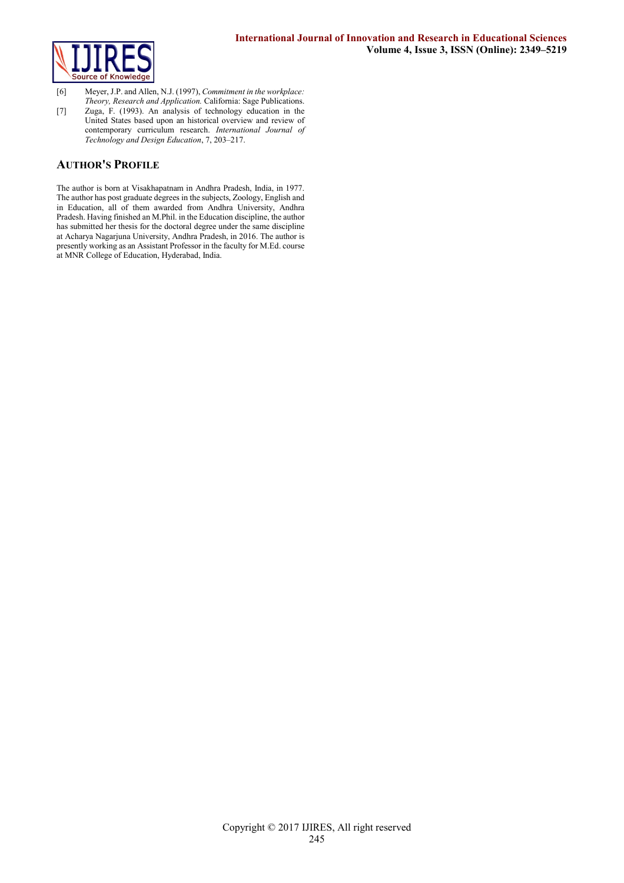[6] Meyer, J.P. and Allen, N.J. (1997), *Commitment in the workplace: Theory, Research and Application.* California: Sage Publications.

[7] Zuga, F. (1993). An analysis of technology education in the United States based upon an historical overview and review of contemporary curriculum research. *International Journal of Technology and Design Education*, 7, 203–217.

## AUTHOR'S PROFILE

The author is born at Visakhapatnam in Andhra Pradesh, India, in 1977. The author has post graduate degrees in the subjects, Zoology, English and in Education, all of them awarded from Andhra University, Andhra Pradesh. Having finished an M.Phil. in the Education discipline, the author has submitted her thesis for the doctoral degree under the same discipline at Acharya Nagarjuna University, Andhra Pradesh, in 2016. The author is presently working as an Assistant Professor in the faculty for M.Ed. course at MNR College of Education, Hyderabad, India.